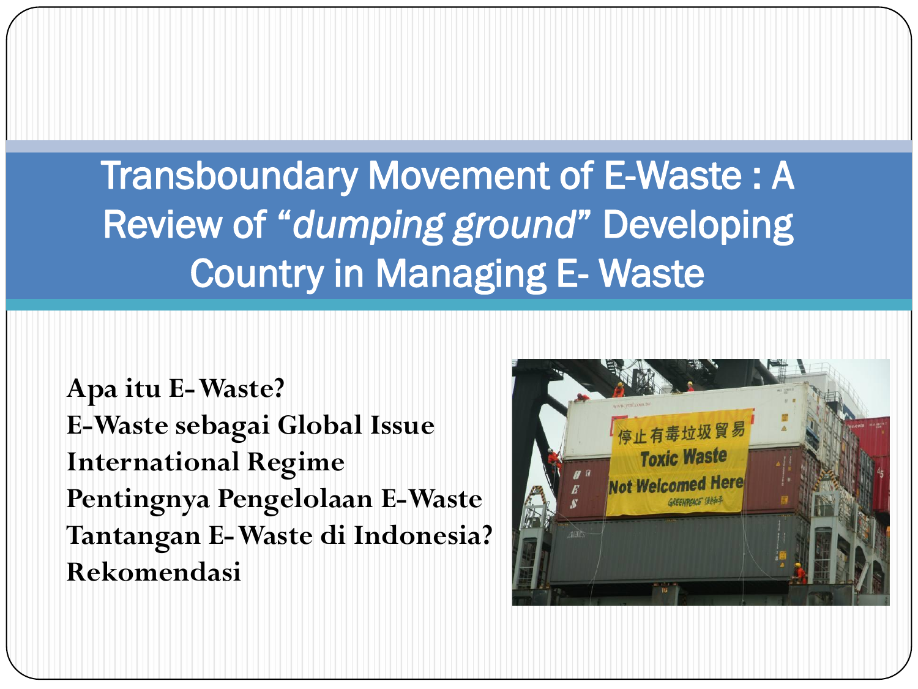# Transboundary Movement of E-Waste : A Review of “*dumping ground*” Developing Country in Managing E- Waste

**Apa itu E-Waste?**
**E-Waste sebagai Global Issue**
**International Regime**
**Pentingnya Pengelolaan E-Waste**
**Tantangan E-Waste di Indonesia?**
**Rekomendasi**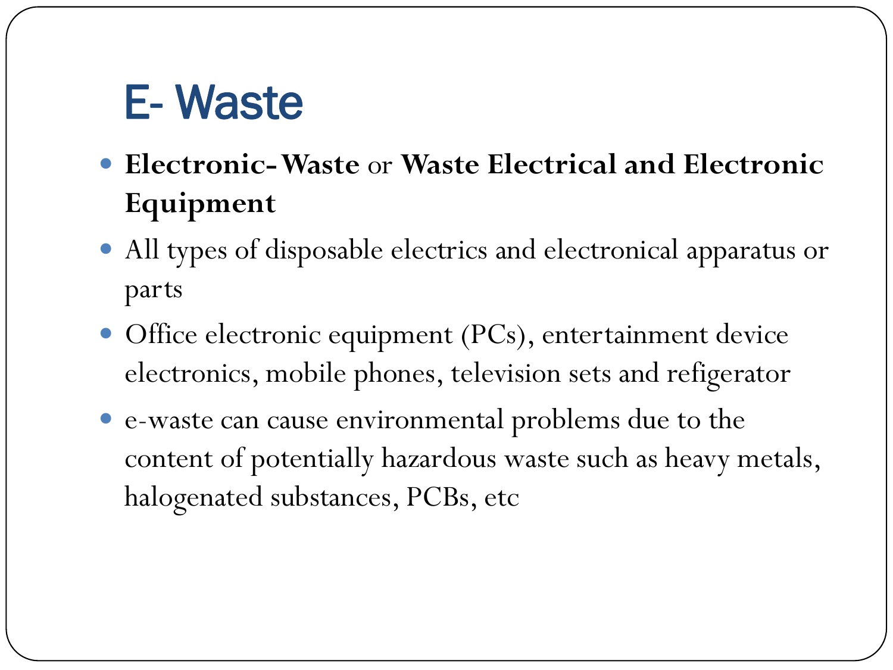# E- Waste

- **Electronic- Waste** or **Waste Electrical and Electronic Equipment**
- All types of disposable electrics and electronical apparatus or parts
- Office electronic equipment (PCs), entertainment device electronics, mobile phones, television sets and refigerator
- e-waste can cause environmental problems due to the content of potentially hazardous waste such as heavy metals, halogenated substances, PCBs, etc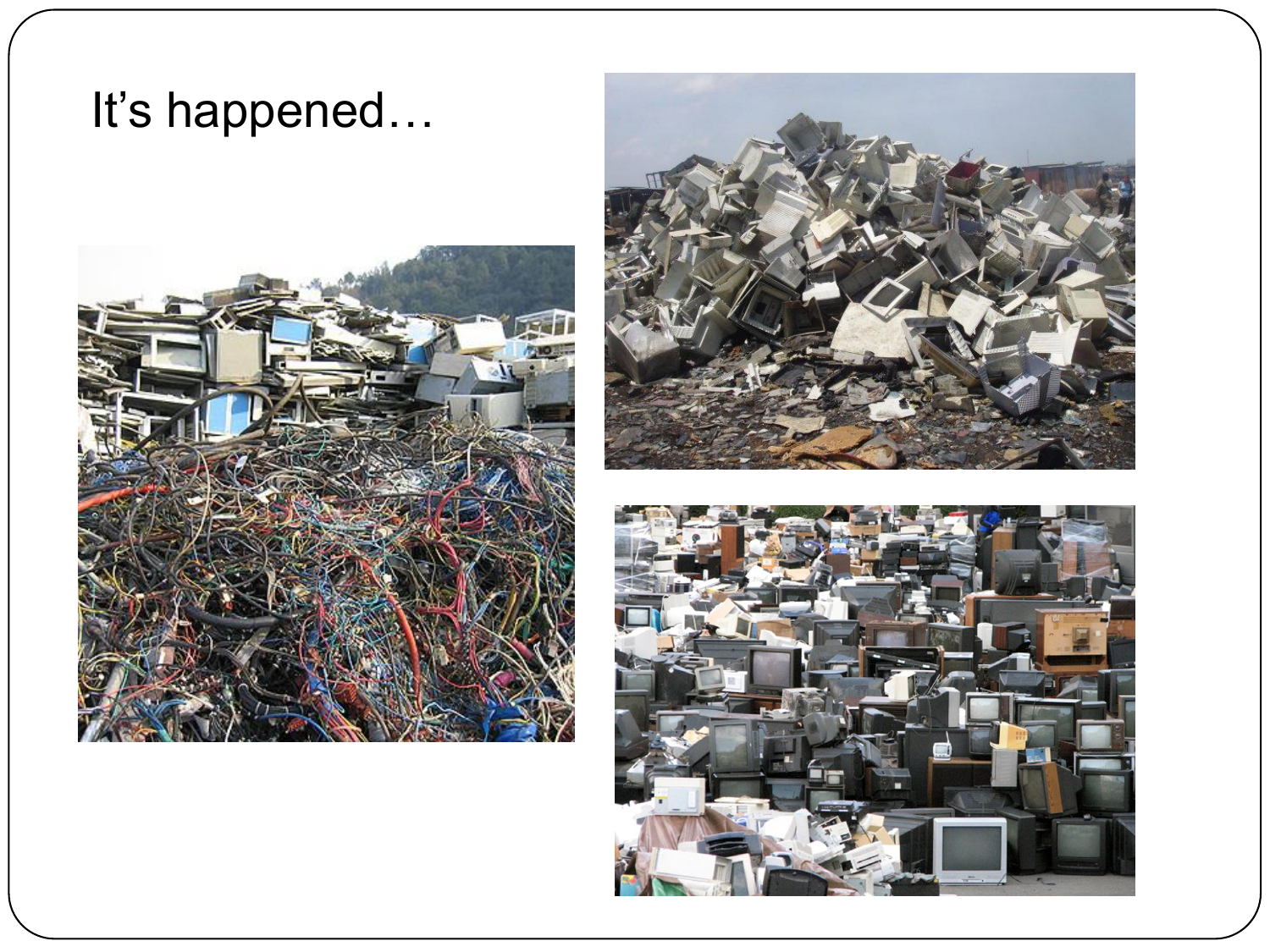It's happened…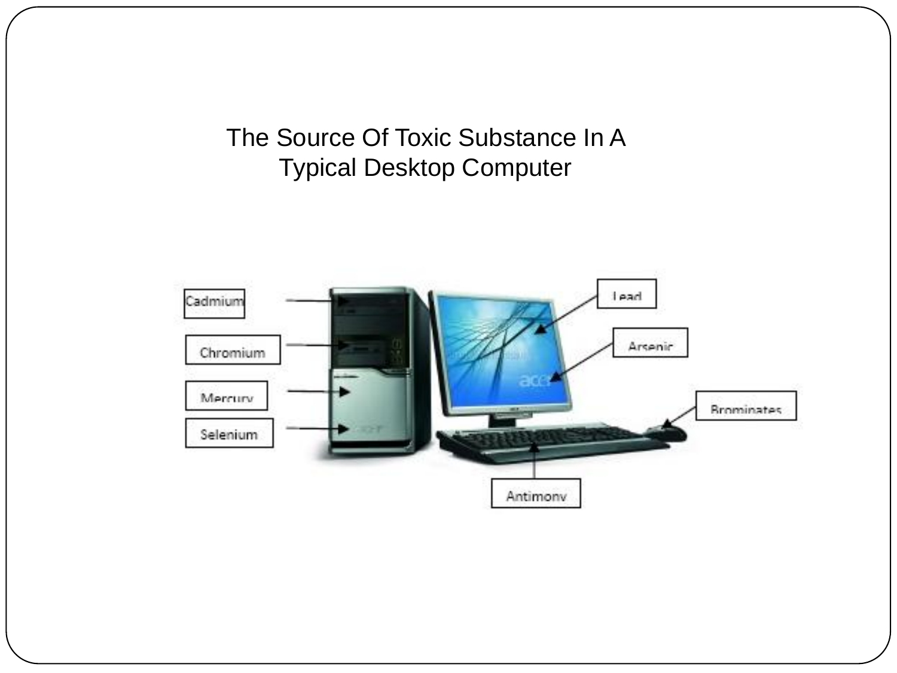# The Source Of Toxic Substance In A Typical Desktop Computer

Cadmium

Chromium

Mercury

Selenium

Lead

Arsenic

Brominates

Antimony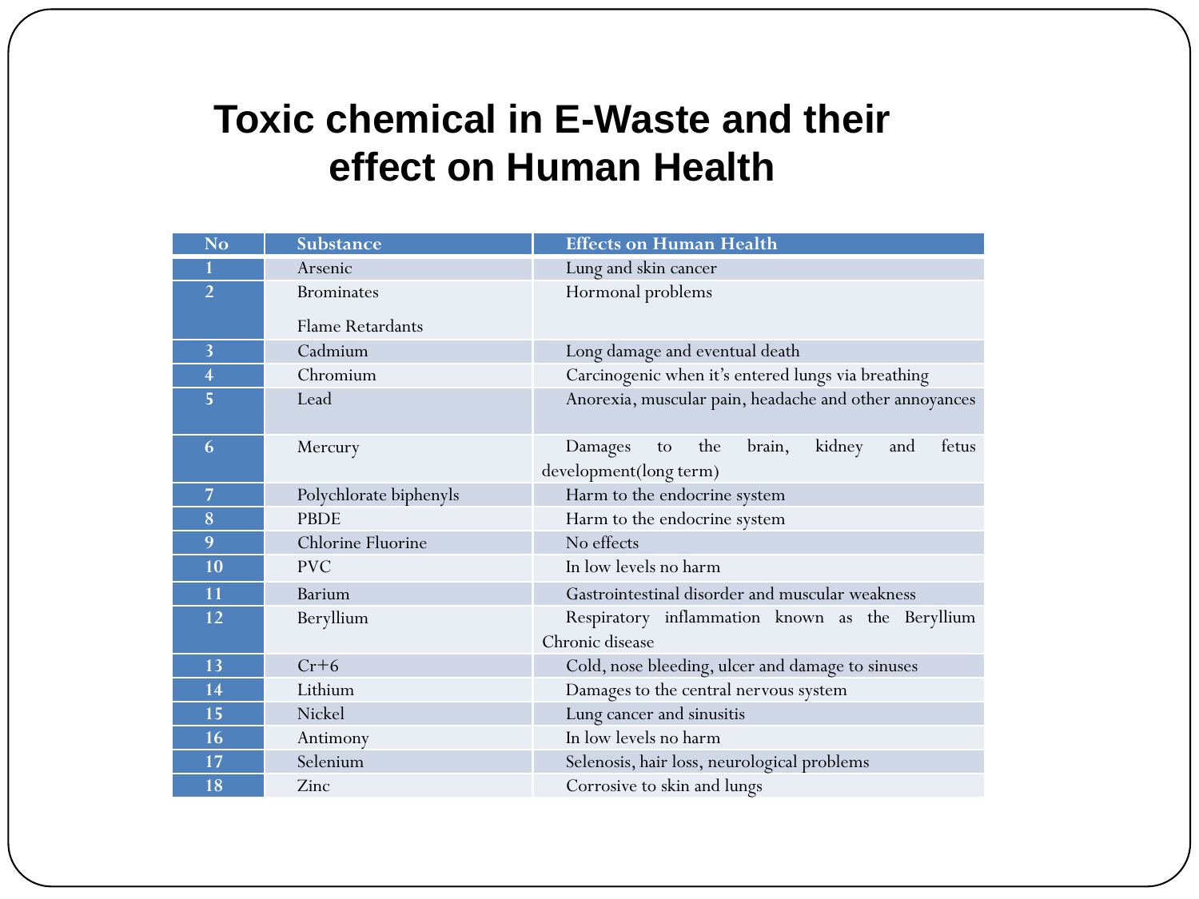# Toxic chemical in E-Waste and their effect on Human Health

| No | Substance | Effects on Human Health |
|---|---|---|
| 1 | Arsenic | Lung and skin cancer |
| 2 | Brominates<br><br>Flame Retardants | Hormonal problems |
| 3 | Cadmium | Long damage and eventual death |
| 4 | Chromium | Carcinogenic when it's entered lungs via breathing |
| 5 | Lead | Anorexia, muscular pain, headache and other annoyances |
| 6 | Mercury | Damages to the brain, kidney and fetus development(long term) |
| 7 | Polychlorate biphenyls | Harm to the endocrine system |
| 8 | PBDE | Harm to the endocrine system |
| 9 | Chlorine Fluorine | No effects |
| 10 | PVC | In low levels no harm |
| 11 | Barium | Gastrointestinal disorder and muscular weakness |
| 12 | Beryllium | Respiratory inflammation known as the Beryllium Chronic disease |
| 13 | Cr+6 | Cold, nose bleeding, ulcer and damage to sinuses |
| 14 | Lithium | Damages to the central nervous system |
| 15 | Nickel | Lung cancer and sinusitis |
| 16 | Antimony | In low levels no harm |
| 17 | Selenium | Selenosis, hair loss, neurological problems |
| 18 | Zinc | Corrosive to skin and lungs |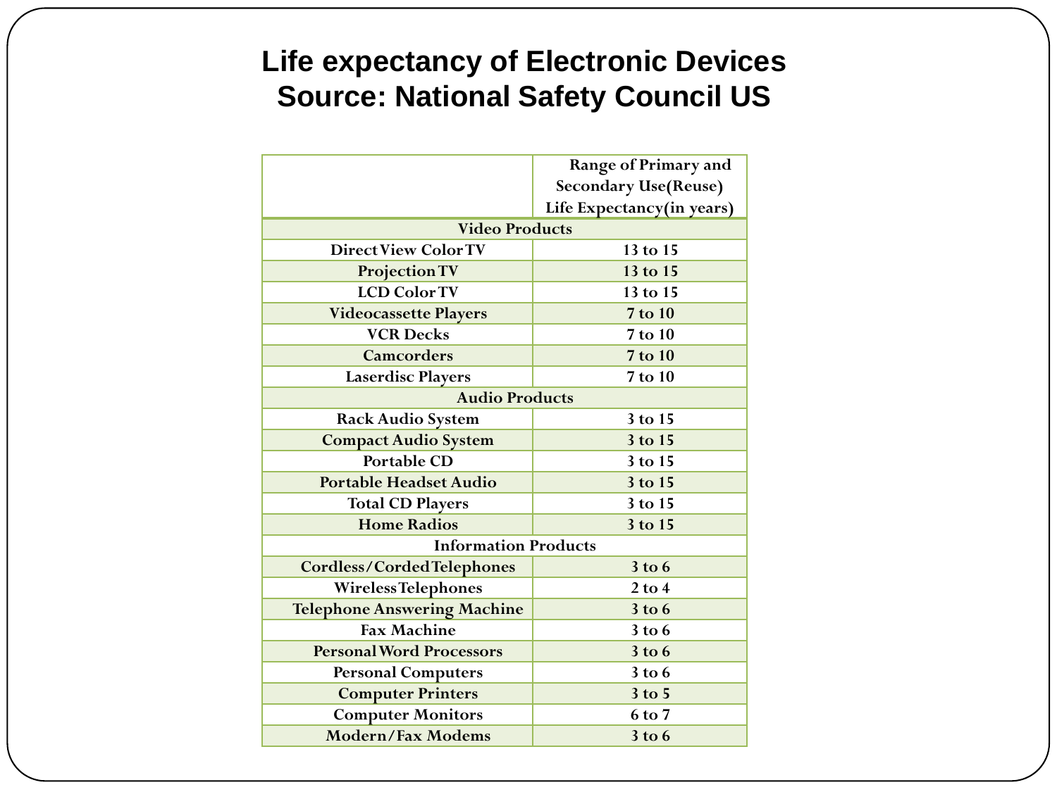# Life expectancy of Electronic Devices
# Source: National Safety Council US

| | Range of Primary and Secondary Use(Reuse) Life Expectancy(in years) |
|---|---|
| **Video Products** | |
| Direct View Color TV | 13 to 15 |
| Projection TV | 13 to 15 |
| LCD Color TV | 13 to 15 |
| Videocassette Players | 7 to 10 |
| VCR Decks | 7 to 10 |
| Camcorders | 7 to 10 |
| Laserdisc Players | 7 to 10 |
| **Audio Products** | |
| Rack Audio System | 3 to 15 |
| Compact Audio System | 3 to 15 |
| Portable CD | 3 to 15 |
| Portable Headset Audio | 3 to 15 |
| Total CD Players | 3 to 15 |
| Home Radios | 3 to 15 |
| **Information Products** | |
| Cordless/Corded Telephones | 3 to 6 |
| Wireless Telephones | 2 to 4 |
| Telephone Answering Machine | 3 to 6 |
| Fax Machine | 3 to 6 |
| Personal Word Processors | 3 to 6 |
| Personal Computers | 3 to 6 |
| Computer Printers | 3 to 5 |
| Computer Monitors | 6 to 7 |
| Modern/Fax Modems | 3 to 6 |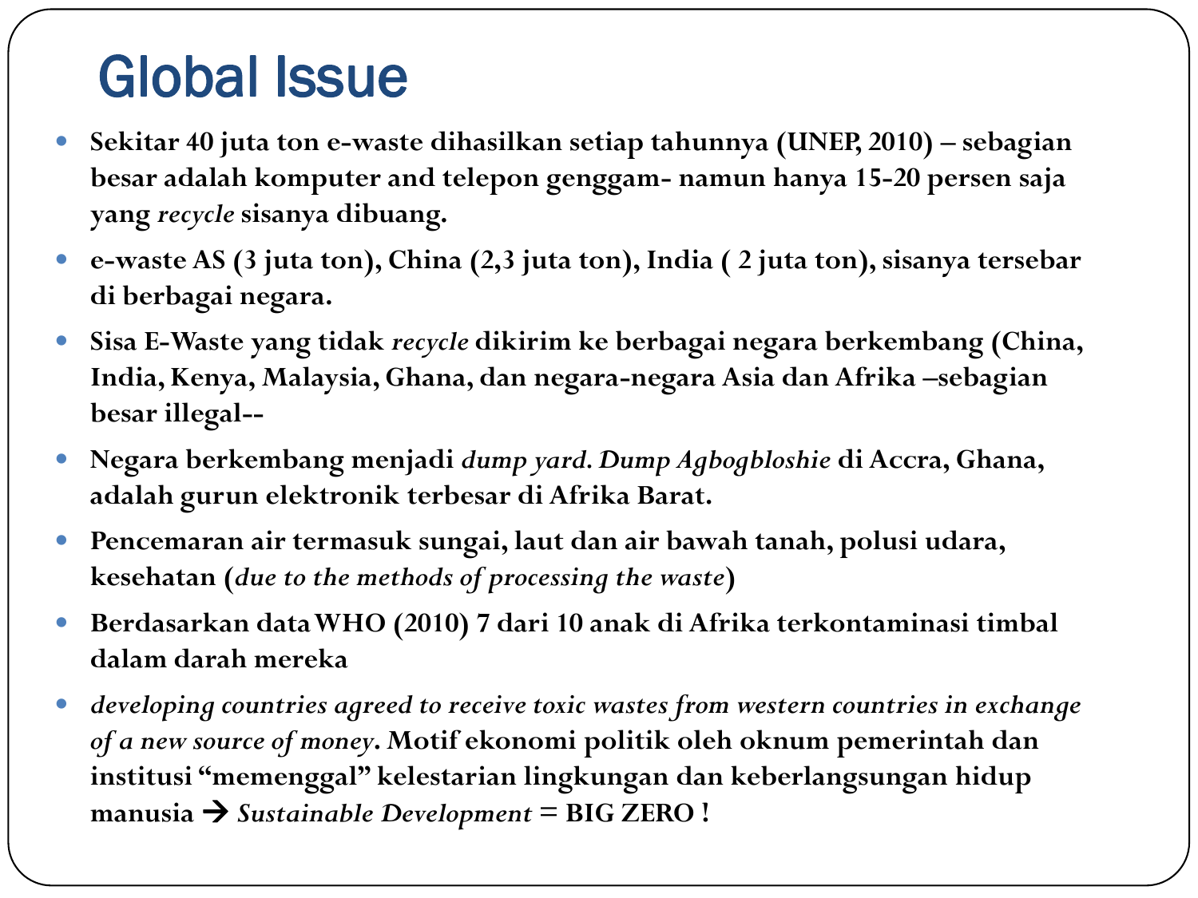# Global Issue

- **Sekitar 40 juta ton e-waste dihasilkan setiap tahunnya (UNEP, 2010) – sebagian besar adalah komputer and telepon genggam- namun hanya 15-20 persen saja yang *recycle* sisanya dibuang.**
- **e-waste AS (3 juta ton), China (2,3 juta ton), India ( 2 juta ton), sisanya tersebar di berbagai negara.**
- **Sisa E-Waste yang tidak *recycle* dikirim ke berbagai negara berkembang (China, India, Kenya, Malaysia, Ghana, dan negara-negara Asia dan Afrika –sebagian besar illegal--**
- **Negara berkembang menjadi *dump yard*. *Dump Agbogbloshie* di Accra, Ghana, adalah gurun elektronik terbesar di Afrika Barat.**
- **Pencemaran air termasuk sungai, laut dan air bawah tanah, polusi udara, kesehatan (*due to the methods of processing the waste*)**
- **Berdasarkan data WHO (2010) 7 dari 10 anak di Afrika terkontaminasi timbal dalam darah mereka**
- ***developing countries agreed to receive toxic wastes from western countries in exchange of a new source of money*. Motif ekonomi politik oleh oknum pemerintah dan institusi "memenggal" kelestarian lingkungan dan keberlangsungan hidup manusia → *Sustainable Development* = BIG ZERO !**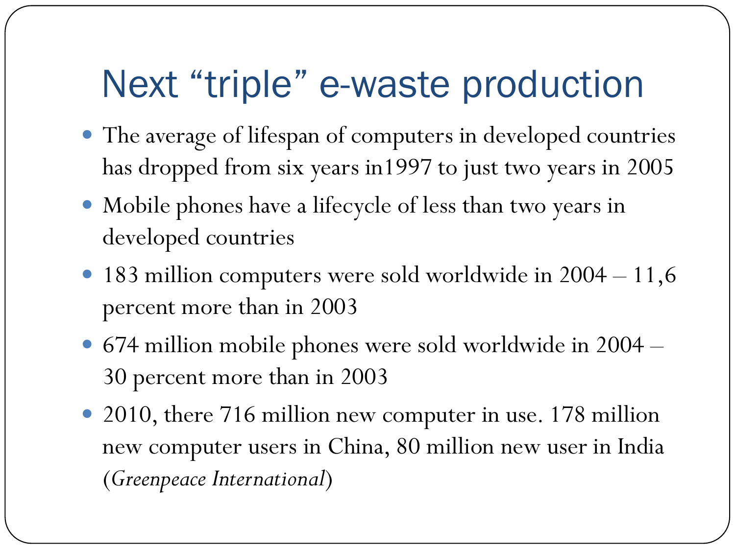# Next “triple” e-waste production

- The average of lifespan of computers in developed countries has dropped from six years in1997 to just two years in 2005
- Mobile phones have a lifecycle of less than two years in developed countries
- 183 million computers were sold worldwide in 2004 – 11,6 percent more than in 2003
- 674 million mobile phones were sold worldwide in 2004 – 30 percent more than in 2003
- 2010, there 716 million new computer in use. 178 million new computer users in China, 80 million new user in India (*Greenpeace International*)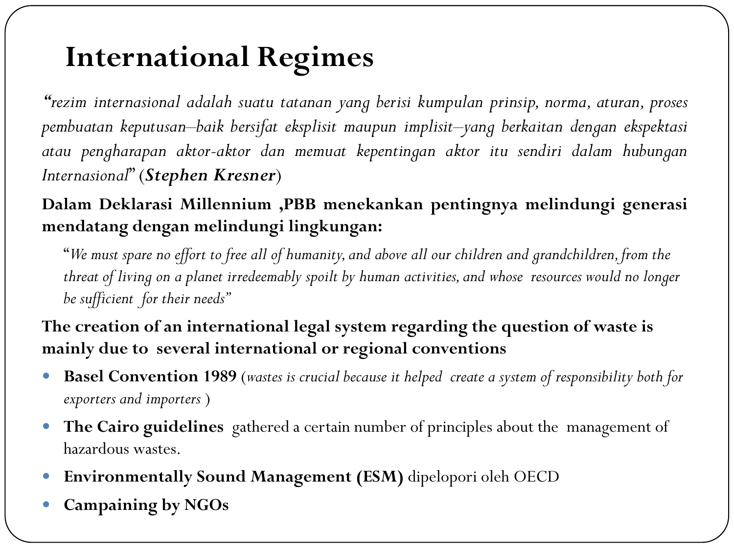# International Regimes

*"rezim internasional adalah suatu tatanan yang berisi kumpulan prinsip, norma, aturan, proses pembuatan keputusan–baik bersifat eksplisit maupun implisit–yang berkaitan dengan ekspektasi atau pengharapan aktor-aktor dan memuat kepentingan aktor itu sendiri dalam hubungan Internasional*" (***Stephen Kresner***)

**Dalam Deklarasi Millennium ,PBB menekankan pentingnya melindungi generasi mendatang dengan melindungi lingkungan:**

> "*We must spare no effort to free all of humanity, and above all our children and grandchildren, from the threat of living on a planet irredeemably spoilt by human activities, and whose resources would no longer be sufficient for their needs"*

**The creation of an international legal system regarding the question of waste is mainly due to several international or regional conventions**

- **Basel Convention 1989** (*wastes is crucial because it helped create a system of responsibility both for exporters and importers* )
- **The Cairo guidelines** gathered a certain number of principles about the management of hazardous wastes.
- **Environmentally Sound Management (ESM)** dipelopori oleh OECD
- **Campaining by NGOs**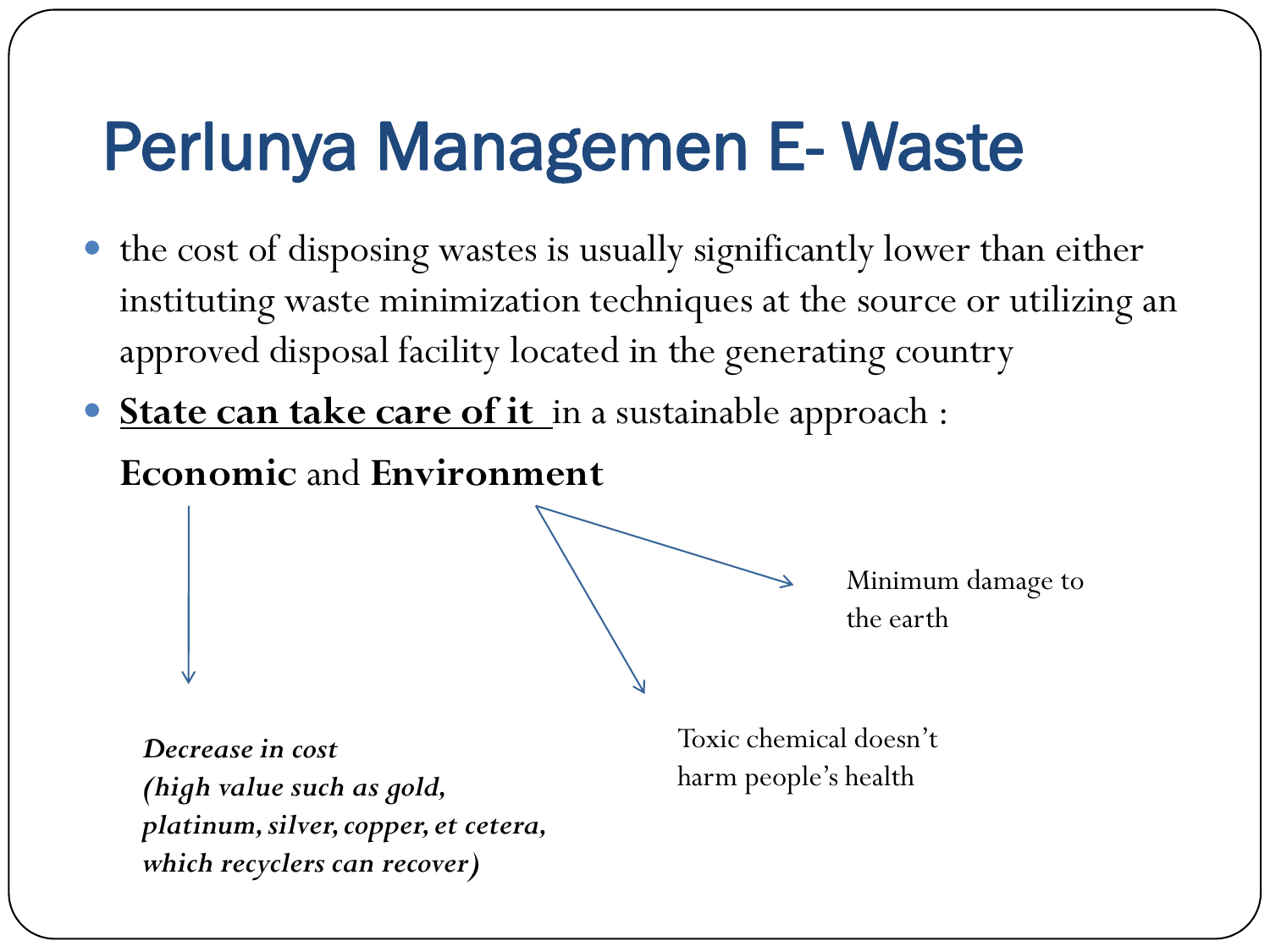# Perlunya Managemen E- Waste

- the cost of disposing wastes is usually significantly lower than either instituting waste minimization techniques at the source or utilizing an approved disposal facility located in the generating country
- **State can take care of it** in a sustainable approach :

**Economic** and **Environment**

- **Economic:**
  - ***Decrease in cost (high value such as gold, platinum, silver, copper, et cetera, which recyclers can recover)***
- **Environment:**
  - Minimum damage to the earth
  - Toxic chemical doesn't harm people's health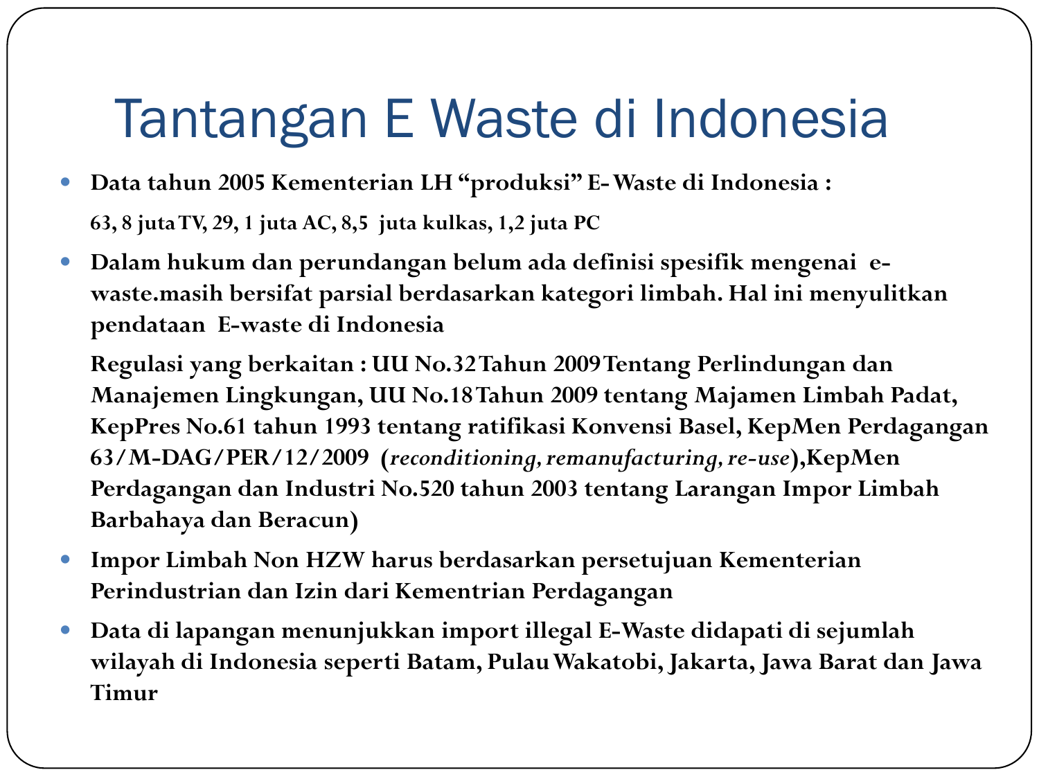# Tantangan E Waste di Indonesia

- **Data tahun 2005 Kementerian LH "produksi" E-Waste di Indonesia :**

  **63, 8 juta TV, 29, 1 juta AC, 8,5 juta kulkas, 1,2 juta PC**

- **Dalam hukum dan perundangan belum ada definisi spesifik mengenai e-waste.masih bersifat parsial berdasarkan kategori limbah. Hal ini menyulitkan pendataan E-waste di Indonesia**

  **Regulasi yang berkaitan : UU No.32 Tahun 2009 Tentang Perlindungan dan Manajemen Lingkungan, UU No.18 Tahun 2009 tentang Majamen Limbah Padat, KepPres No.61 tahun 1993 tentang ratifikasi Konvensi Basel, KepMen Perdagangan 63/M-DAG/PER/12/2009 (*reconditioning, remanufacturing, re-use*),KepMen Perdagangan dan Industri No.520 tahun 2003 tentang Larangan Impor Limbah Barbahaya dan Beracun)**

- **Impor Limbah Non HZW harus berdasarkan persetujuan Kementerian Perindustrian dan Izin dari Kementrian Perdagangan**

- **Data di lapangan menunjukkan import illegal E-Waste didapati di sejumlah wilayah di Indonesia seperti Batam, Pulau Wakatobi, Jakarta, Jawa Barat dan Jawa Timur**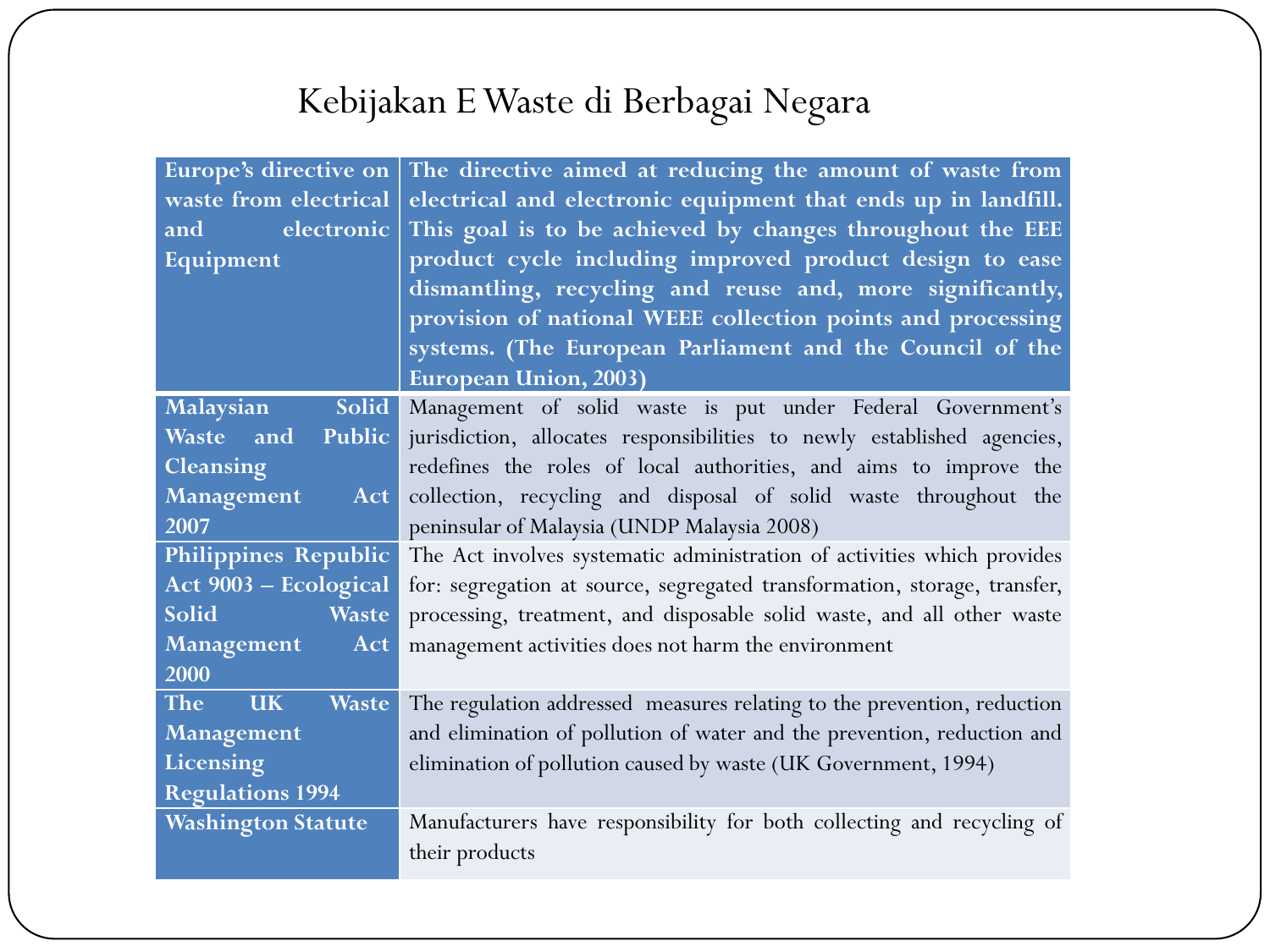# Kebijakan E Waste di Berbagai Negara

| Europe's directive on waste from electrical and electronic Equipment | The directive aimed at reducing the amount of waste from electrical and electronic equipment that ends up in landfill. This goal is to be achieved by changes throughout the EEE product cycle including improved product design to ease dismantling, recycling and reuse and, more significantly, provision of national WEEE collection points and processing systems. (The European Parliament and the Council of the European Union, 2003) |
|---|---|
| Malaysian Solid Waste and Public Cleansing Management Act 2007 | Management of solid waste is put under Federal Government's jurisdiction, allocates responsibilities to newly established agencies, redefines the roles of local authorities, and aims to improve the collection, recycling and disposal of solid waste throughout the peninsular of Malaysia (UNDP Malaysia 2008) |
| Philippines Republic Act 9003 – Ecological Solid Waste Management Act 2000 | The Act involves systematic administration of activities which provides for: segregation at source, segregated transformation, storage, transfer, processing, treatment, and disposable solid waste, and all other waste management activities does not harm the environment |
| The UK Waste Management Licensing Regulations 1994 | The regulation addressed measures relating to the prevention, reduction and elimination of pollution of water and the prevention, reduction and elimination of pollution caused by waste (UK Government, 1994) |
| Washington Statute | Manufacturers have responsibility for both collecting and recycling of their products |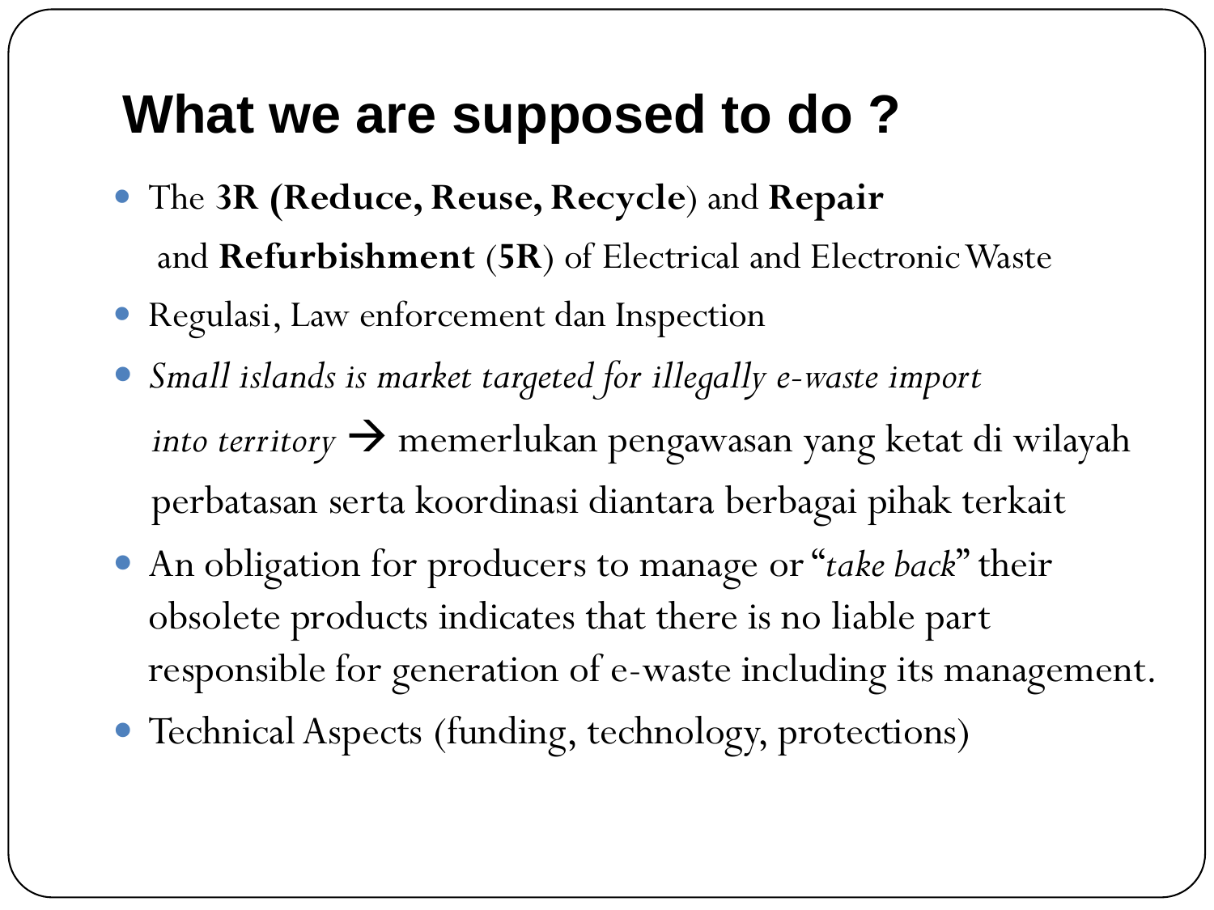# What we are supposed to do ?

- The **3R (Reduce, Reuse, Recycle**) and **Repair** and **Refurbishment** (**5R**) of Electrical and Electronic Waste
- Regulasi, Law enforcement dan Inspection
- *Small islands is market targeted for illegally e-waste import into territory* → memerlukan pengawasan yang ketat di wilayah perbatasan serta koordinasi diantara berbagai pihak terkait
- An obligation for producers to manage or "*take back*" their obsolete products indicates that there is no liable part responsible for generation of e-waste including its management.
- Technical Aspects (funding, technology, protections)